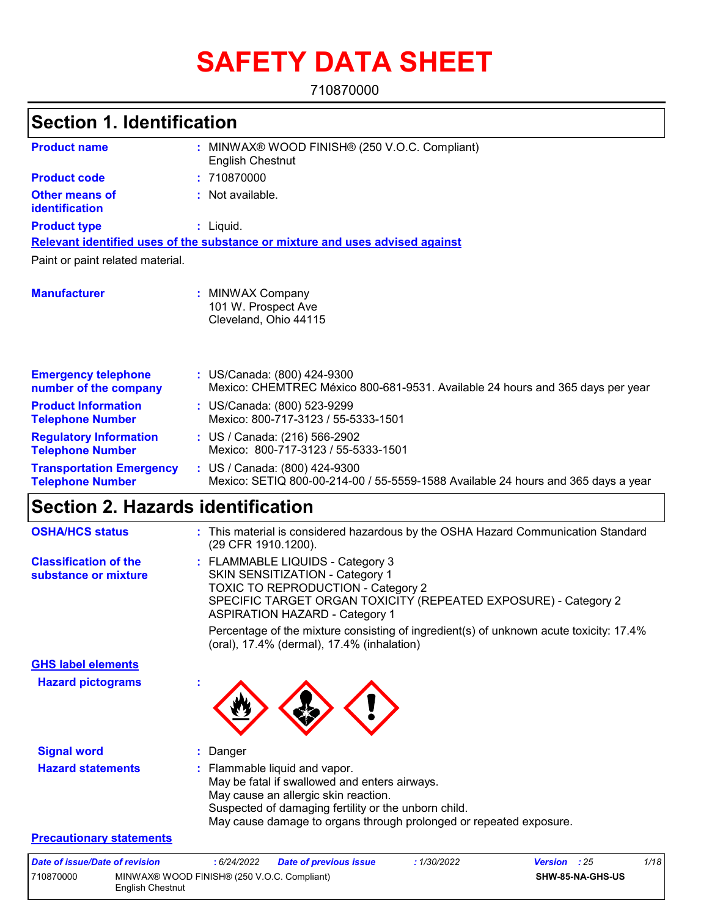# SAFETY DATA SHEET

710870000

## Section 1. Identification

| | |
|---|---|
| **Product name** | : MINWAX® WOOD FINISH® (250 V.O.C. Compliant) English Chestnut |
| **Product code** | : 710870000 |
| **Other means of identification** | : Not available. |
| **Product type** | : Liquid. |

**Relevant identified uses of the substance or mixture and uses advised against**

Paint or paint related material.

| | |
|---|---|
| **Manufacturer** | : MINWAX Company<br>101 W. Prospect Ave<br>Cleveland, Ohio 44115 |
| **Emergency telephone number of the company** | : US/Canada: (800) 424-9300<br>Mexico: CHEMTREC México 800-681-9531. Available 24 hours and 365 days per year |
| **Product Information Telephone Number** | : US/Canada: (800) 523-9299<br>Mexico: 800-717-3123 / 55-5333-1501 |
| **Regulatory Information Telephone Number** | : US / Canada: (216) 566-2902<br>Mexico: 800-717-3123 / 55-5333-1501 |
| **Transportation Emergency Telephone Number** | : US / Canada: (800) 424-9300<br>Mexico: SETIQ 800-00-214-00 / 55-5559-1588 Available 24 hours and 365 days a year |

## Section 2. Hazards identification

| | |
|---|---|
| **OSHA/HCS status** | : This material is considered hazardous by the OSHA Hazard Communication Standard (29 CFR 1910.1200). |
| **Classification of the substance or mixture** | : FLAMMABLE LIQUIDS - Category 3<br>SKIN SENSITIZATION - Category 1<br>TOXIC TO REPRODUCTION - Category 2<br>SPECIFIC TARGET ORGAN TOXICITY (REPEATED EXPOSURE) - Category 2<br>ASPIRATION HAZARD - Category 1<br><br>Percentage of the mixture consisting of ingredient(s) of unknown acute toxicity: 17.4% (oral), 17.4% (dermal), 17.4% (inhalation) |

**GHS label elements**

| | |
|---|---|
| **Hazard pictograms** | : |
| **Signal word** | : Danger |
| **Hazard statements** | : Flammable liquid and vapor.<br>May be fatal if swallowed and enters airways.<br>May cause an allergic skin reaction.<br>Suspected of damaging fertility or the unborn child.<br>May cause damage to organs through prolonged or repeated exposure. |

**Precautionary statements**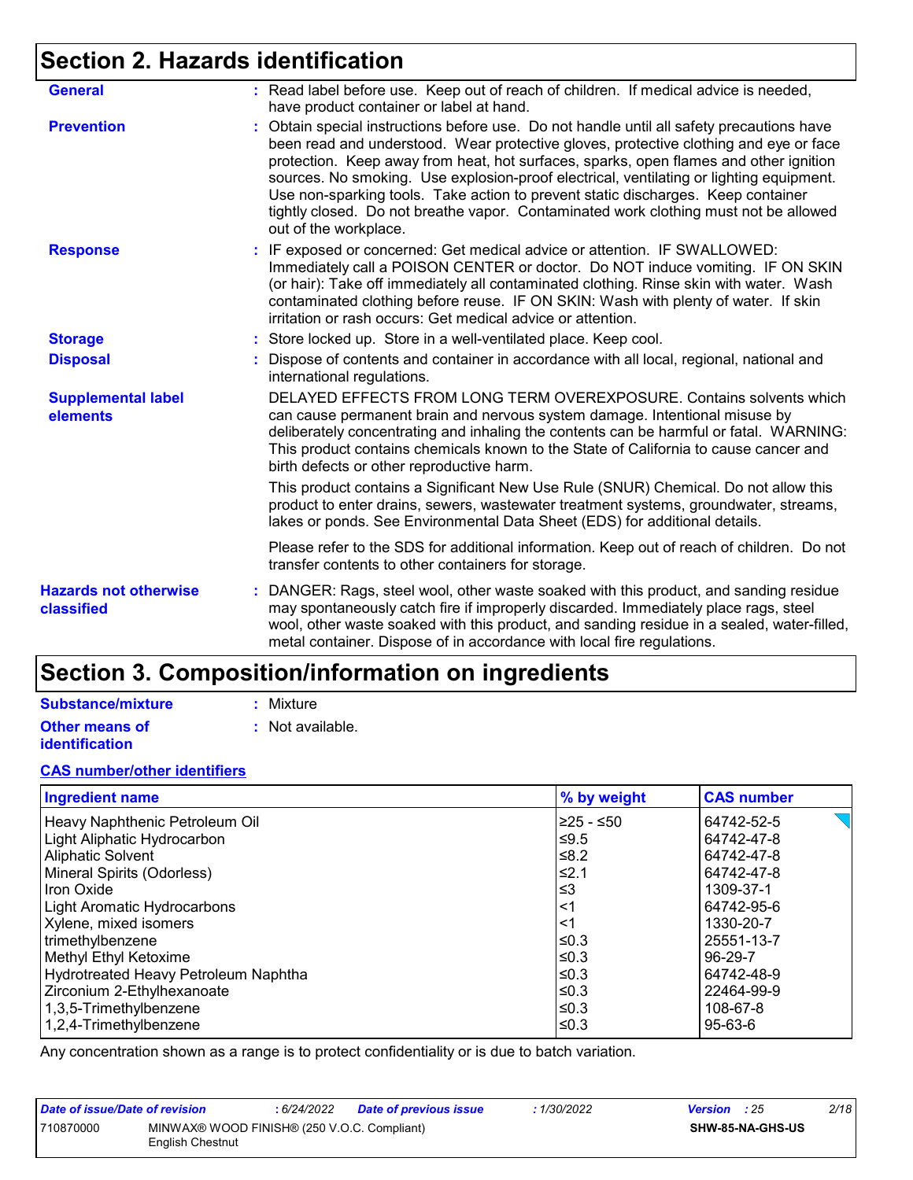## Section 2. Hazards identification

**General** : Read label before use. Keep out of reach of children. If medical advice is needed, have product container or label at hand.

**Prevention** : Obtain special instructions before use. Do not handle until all safety precautions have been read and understood. Wear protective gloves, protective clothing and eye or face protection. Keep away from heat, hot surfaces, sparks, open flames and other ignition sources. No smoking. Use explosion-proof electrical, ventilating or lighting equipment. Use non-sparking tools. Take action to prevent static discharges. Keep container tightly closed. Do not breathe vapor. Contaminated work clothing must not be allowed out of the workplace.

**Response** : IF exposed or concerned: Get medical advice or attention. IF SWALLOWED: Immediately call a POISON CENTER or doctor. Do NOT induce vomiting. IF ON SKIN (or hair): Take off immediately all contaminated clothing. Rinse skin with water. Wash contaminated clothing before reuse. IF ON SKIN: Wash with plenty of water. If skin irritation or rash occurs: Get medical advice or attention.

**Storage** : Store locked up. Store in a well-ventilated place. Keep cool.

**Disposal** : Dispose of contents and container in accordance with all local, regional, national and international regulations.

**Supplemental label elements**

DELAYED EFFECTS FROM LONG TERM OVEREXPOSURE. Contains solvents which can cause permanent brain and nervous system damage. Intentional misuse by deliberately concentrating and inhaling the contents can be harmful or fatal. WARNING: This product contains chemicals known to the State of California to cause cancer and birth defects or other reproductive harm.

This product contains a Significant New Use Rule (SNUR) Chemical. Do not allow this product to enter drains, sewers, wastewater treatment systems, groundwater, streams, lakes or ponds. See Environmental Data Sheet (EDS) for additional details.

Please refer to the SDS for additional information. Keep out of reach of children. Do not transfer contents to other containers for storage.

**Hazards not otherwise classified** : DANGER: Rags, steel wool, other waste soaked with this product, and sanding residue may spontaneously catch fire if improperly discarded. Immediately place rags, steel wool, other waste soaked with this product, and sanding residue in a sealed, water-filled, metal container. Dispose of in accordance with local fire regulations.

## Section 3. Composition/information on ingredients

**Substance/mixture** : Mixture

**Other means of identification** : Not available.

**CAS number/other identifiers**

| Ingredient name | % by weight | CAS number |
|---|---|---|
| Heavy Naphthenic Petroleum Oil | ≥25 - ≤50 | 64742-52-5 |
| Light Aliphatic Hydrocarbon | ≤9.5 | 64742-47-8 |
| Aliphatic Solvent | ≤8.2 | 64742-47-8 |
| Mineral Spirits (Odorless) | ≤2.1 | 64742-47-8 |
| Iron Oxide | ≤3 | 1309-37-1 |
| Light Aromatic Hydrocarbons | <1 | 64742-95-6 |
| Xylene, mixed isomers | <1 | 1330-20-7 |
| trimethylbenzene | ≤0.3 | 25551-13-7 |
| Methyl Ethyl Ketoxime | ≤0.3 | 96-29-7 |
| Hydrotreated Heavy Petroleum Naphtha | ≤0.3 | 64742-48-9 |
| Zirconium 2-Ethylhexanoate | ≤0.3 | 22464-99-9 |
| 1,3,5-Trimethylbenzene | ≤0.3 | 108-67-8 |
| 1,2,4-Trimethylbenzene | ≤0.3 | 95-63-6 |

Any concentration shown as a range is to protect confidentiality or is due to batch variation.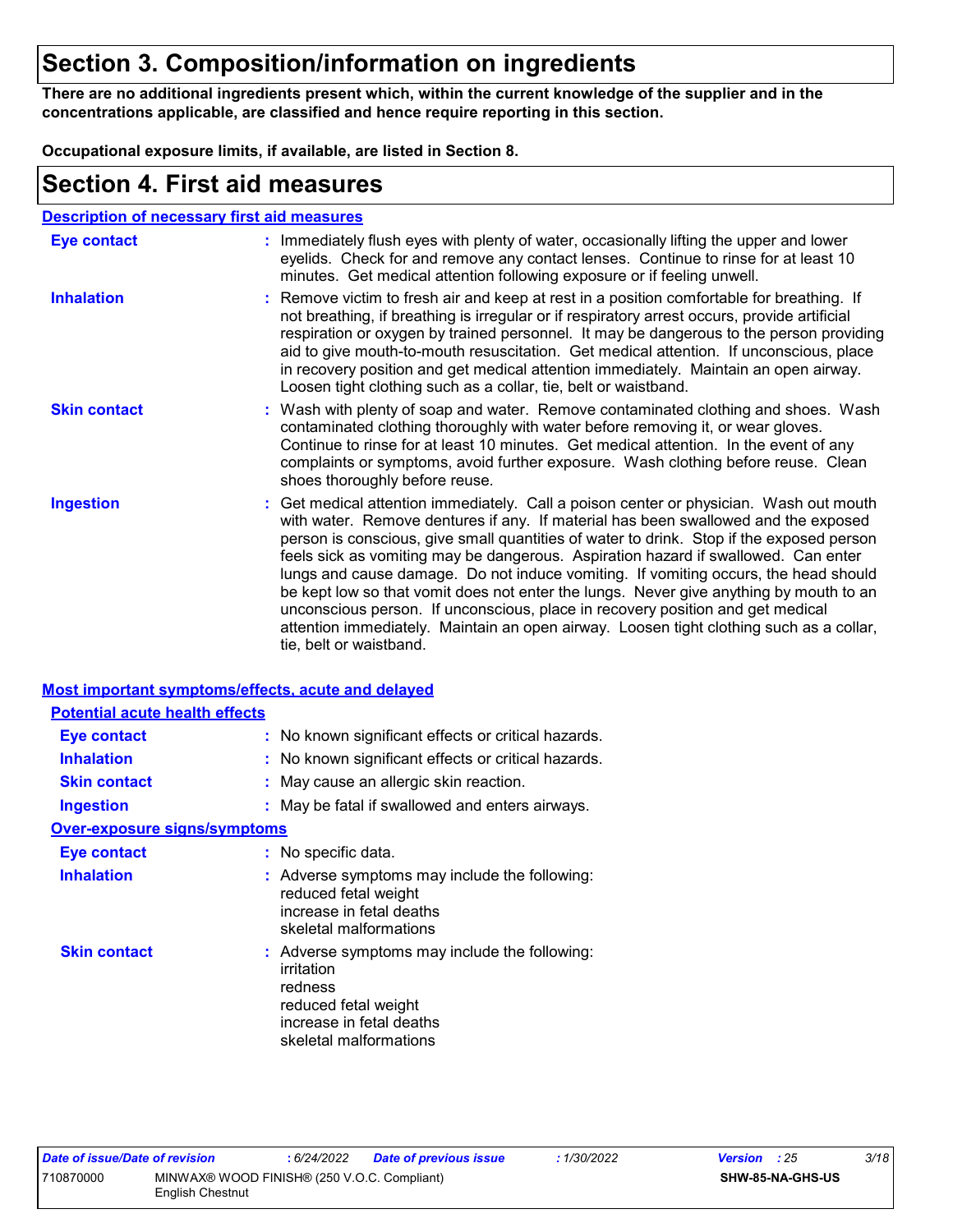# Section 3. Composition/information on ingredients

**There are no additional ingredients present which, within the current knowledge of the supplier and in the concentrations applicable, are classified and hence require reporting in this section.**

**Occupational exposure limits, if available, are listed in Section 8.**

# Section 4. First aid measures

## Description of necessary first aid measures

**Eye contact** : Immediately flush eyes with plenty of water, occasionally lifting the upper and lower eyelids. Check for and remove any contact lenses. Continue to rinse for at least 10 minutes. Get medical attention following exposure or if feeling unwell.

**Inhalation** : Remove victim to fresh air and keep at rest in a position comfortable for breathing. If not breathing, if breathing is irregular or if respiratory arrest occurs, provide artificial respiration or oxygen by trained personnel. It may be dangerous to the person providing aid to give mouth-to-mouth resuscitation. Get medical attention. If unconscious, place in recovery position and get medical attention immediately. Maintain an open airway. Loosen tight clothing such as a collar, tie, belt or waistband.

**Skin contact** : Wash with plenty of soap and water. Remove contaminated clothing and shoes. Wash contaminated clothing thoroughly with water before removing it, or wear gloves. Continue to rinse for at least 10 minutes. Get medical attention. In the event of any complaints or symptoms, avoid further exposure. Wash clothing before reuse. Clean shoes thoroughly before reuse.

**Ingestion** : Get medical attention immediately. Call a poison center or physician. Wash out mouth with water. Remove dentures if any. If material has been swallowed and the exposed person is conscious, give small quantities of water to drink. Stop if the exposed person feels sick as vomiting may be dangerous. Aspiration hazard if swallowed. Can enter lungs and cause damage. Do not induce vomiting. If vomiting occurs, the head should be kept low so that vomit does not enter the lungs. Never give anything by mouth to an unconscious person. If unconscious, place in recovery position and get medical attention immediately. Maintain an open airway. Loosen tight clothing such as a collar, tie, belt or waistband.

## Most important symptoms/effects, acute and delayed

### Potential acute health effects

**Eye contact** : No known significant effects or critical hazards.

**Inhalation** : No known significant effects or critical hazards.

**Skin contact** : May cause an allergic skin reaction.

**Ingestion** : May be fatal if swallowed and enters airways.

### Over-exposure signs/symptoms

**Eye contact** : No specific data.

**Inhalation** : Adverse symptoms may include the following:
reduced fetal weight
increase in fetal deaths
skeletal malformations

**Skin contact** : Adverse symptoms may include the following:
irritation
redness
reduced fetal weight
increase in fetal deaths
skeletal malformations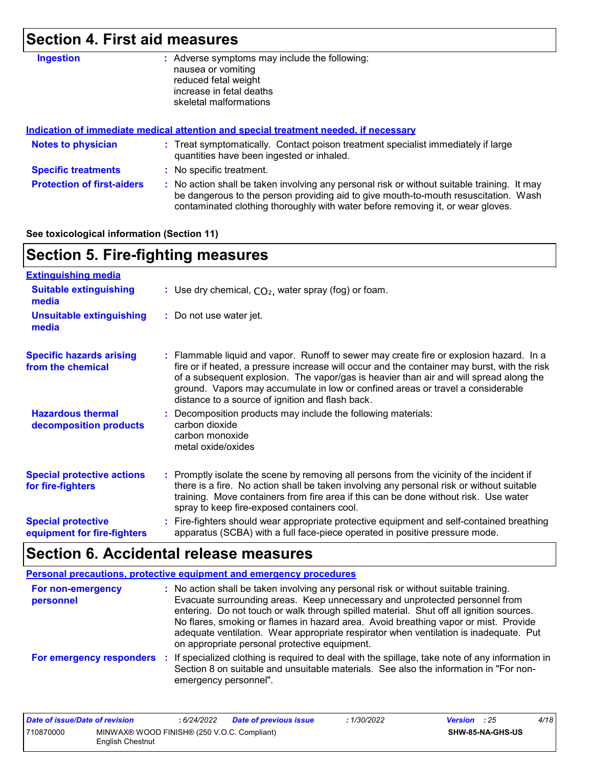## Section 4. First aid measures

**Ingestion** : Adverse symptoms may include the following:
nausea or vomiting
reduced fetal weight
increase in fetal deaths
skeletal malformations

### Indication of immediate medical attention and special treatment needed, if necessary

**Notes to physician** : Treat symptomatically. Contact poison treatment specialist immediately if large quantities have been ingested or inhaled.

**Specific treatments** : No specific treatment.

**Protection of first-aiders** : No action shall be taken involving any personal risk or without suitable training. It may be dangerous to the person providing aid to give mouth-to-mouth resuscitation. Wash contaminated clothing thoroughly with water before removing it, or wear gloves.

**See toxicological information (Section 11)**

## Section 5. Fire-fighting measures

### Extinguishing media

**Suitable extinguishing media** : Use dry chemical, $CO_2$, water spray (fog) or foam.

**Unsuitable extinguishing media** : Do not use water jet.

**Specific hazards arising from the chemical** : Flammable liquid and vapor. Runoff to sewer may create fire or explosion hazard. In a fire or if heated, a pressure increase will occur and the container may burst, with the risk of a subsequent explosion. The vapor/gas is heavier than air and will spread along the ground. Vapors may accumulate in low or confined areas or travel a considerable distance to a source of ignition and flash back.

**Hazardous thermal decomposition products** : Decomposition products may include the following materials:
carbon dioxide
carbon monoxide
metal oxide/oxides

**Special protective actions for fire-fighters** : Promptly isolate the scene by removing all persons from the vicinity of the incident if there is a fire. No action shall be taken involving any personal risk or without suitable training. Move containers from fire area if this can be done without risk. Use water spray to keep fire-exposed containers cool.

**Special protective equipment for fire-fighters** : Fire-fighters should wear appropriate protective equipment and self-contained breathing apparatus (SCBA) with a full face-piece operated in positive pressure mode.

## Section 6. Accidental release measures

### Personal precautions, protective equipment and emergency procedures

**For non-emergency personnel** : No action shall be taken involving any personal risk or without suitable training. Evacuate surrounding areas. Keep unnecessary and unprotected personnel from entering. Do not touch or walk through spilled material. Shut off all ignition sources. No flares, smoking or flames in hazard area. Avoid breathing vapor or mist. Provide adequate ventilation. Wear appropriate respirator when ventilation is inadequate. Put on appropriate personal protective equipment.

**For emergency responders** : If specialized clothing is required to deal with the spillage, take note of any information in Section 8 on suitable and unsuitable materials. See also the information in "For non-emergency personnel".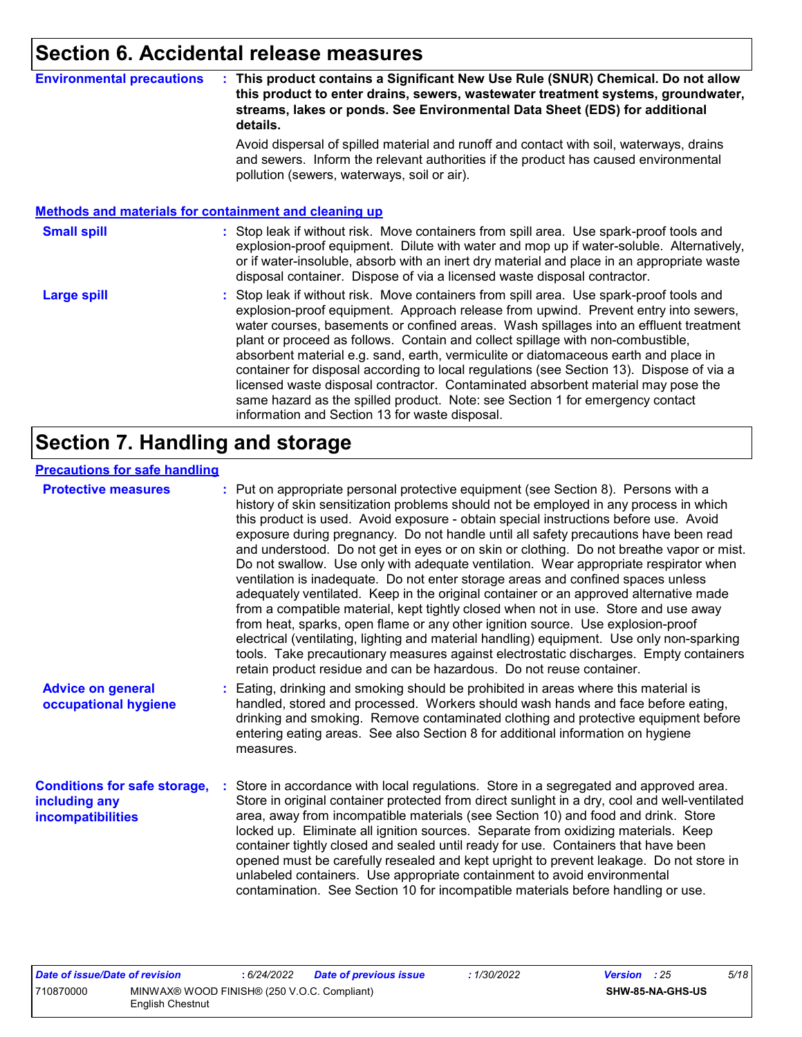# Section 6. Accidental release measures

**Environmental precautions** : **This product contains a Significant New Use Rule (SNUR) Chemical. Do not allow this product to enter drains, sewers, wastewater treatment systems, groundwater, streams, lakes or ponds. See Environmental Data Sheet (EDS) for additional details.**

Avoid dispersal of spilled material and runoff and contact with soil, waterways, drains and sewers. Inform the relevant authorities if the product has caused environmental pollution (sewers, waterways, soil or air).

## Methods and materials for containment and cleaning up

**Small spill** : Stop leak if without risk. Move containers from spill area. Use spark-proof tools and explosion-proof equipment. Dilute with water and mop up if water-soluble. Alternatively, or if water-insoluble, absorb with an inert dry material and place in an appropriate waste disposal container. Dispose of via a licensed waste disposal contractor.

**Large spill** : Stop leak if without risk. Move containers from spill area. Use spark-proof tools and explosion-proof equipment. Approach release from upwind. Prevent entry into sewers, water courses, basements or confined areas. Wash spillages into an effluent treatment plant or proceed as follows. Contain and collect spillage with non-combustible, absorbent material e.g. sand, earth, vermiculite or diatomaceous earth and place in container for disposal according to local regulations (see Section 13). Dispose of via a licensed waste disposal contractor. Contaminated absorbent material may pose the same hazard as the spilled product. Note: see Section 1 for emergency contact information and Section 13 for waste disposal.

# Section 7. Handling and storage

## Precautions for safe handling

**Protective measures** : Put on appropriate personal protective equipment (see Section 8). Persons with a history of skin sensitization problems should not be employed in any process in which this product is used. Avoid exposure - obtain special instructions before use. Avoid exposure during pregnancy. Do not handle until all safety precautions have been read and understood. Do not get in eyes or on skin or clothing. Do not breathe vapor or mist. Do not swallow. Use only with adequate ventilation. Wear appropriate respirator when ventilation is inadequate. Do not enter storage areas and confined spaces unless adequately ventilated. Keep in the original container or an approved alternative made from a compatible material, kept tightly closed when not in use. Store and use away from heat, sparks, open flame or any other ignition source. Use explosion-proof electrical (ventilating, lighting and material handling) equipment. Use only non-sparking tools. Take precautionary measures against electrostatic discharges. Empty containers retain product residue and can be hazardous. Do not reuse container.

**Advice on general occupational hygiene** : Eating, drinking and smoking should be prohibited in areas where this material is handled, stored and processed. Workers should wash hands and face before eating, drinking and smoking. Remove contaminated clothing and protective equipment before entering eating areas. See also Section 8 for additional information on hygiene measures.

**Conditions for safe storage, including any incompatibilities** : Store in accordance with local regulations. Store in a segregated and approved area. Store in original container protected from direct sunlight in a dry, cool and well-ventilated area, away from incompatible materials (see Section 10) and food and drink. Store locked up. Eliminate all ignition sources. Separate from oxidizing materials. Keep container tightly closed and sealed until ready for use. Containers that have been opened must be carefully resealed and kept upright to prevent leakage. Do not store in unlabeled containers. Use appropriate containment to avoid environmental contamination. See Section 10 for incompatible materials before handling or use.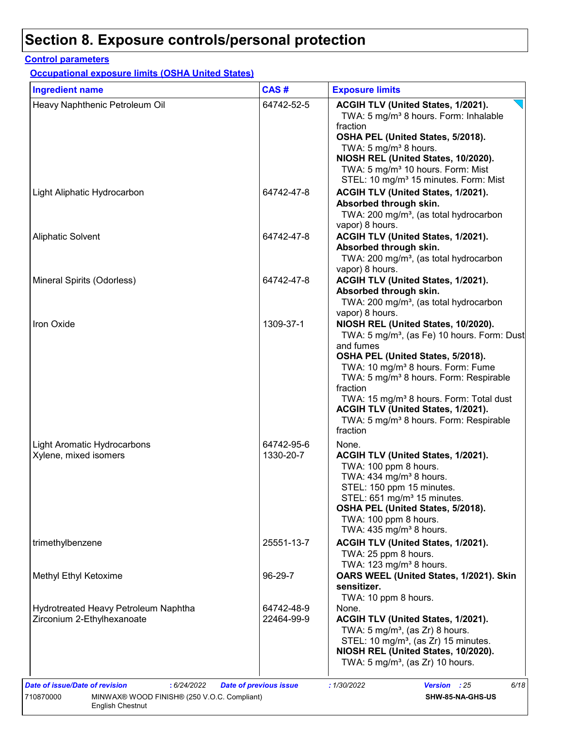# Section 8. Exposure controls/personal protection

**Control parameters**

**Occupational exposure limits (OSHA United States)**

| Ingredient name | CAS # | Exposure limits |
| --- | --- | --- |
| Heavy Naphthenic Petroleum Oil | 64742-52-5 | **ACGIH TLV (United States, 1/2021).**<br>TWA: 5 mg/m³ 8 hours. Form: Inhalable fraction<br>**OSHA PEL (United States, 5/2018).**<br>TWA: 5 mg/m³ 8 hours.<br>**NIOSH REL (United States, 10/2020).**<br>TWA: 5 mg/m³ 10 hours. Form: Mist<br>STEL: 10 mg/m³ 15 minutes. Form: Mist |
| Light Aliphatic Hydrocarbon | 64742-47-8 | **ACGIH TLV (United States, 1/2021).**<br>**Absorbed through skin.**<br>TWA: 200 mg/m³, (as total hydrocarbon vapor) 8 hours. |
| Aliphatic Solvent | 64742-47-8 | **ACGIH TLV (United States, 1/2021).**<br>**Absorbed through skin.**<br>TWA: 200 mg/m³, (as total hydrocarbon vapor) 8 hours. |
| Mineral Spirits (Odorless) | 64742-47-8 | **ACGIH TLV (United States, 1/2021).**<br>**Absorbed through skin.**<br>TWA: 200 mg/m³, (as total hydrocarbon vapor) 8 hours. |
| Iron Oxide | 1309-37-1 | **NIOSH REL (United States, 10/2020).**<br>TWA: 5 mg/m³, (as Fe) 10 hours. Form: Dust and fumes<br>**OSHA PEL (United States, 5/2018).**<br>TWA: 10 mg/m³ 8 hours. Form: Fume<br>TWA: 5 mg/m³ 8 hours. Form: Respirable fraction<br>TWA: 15 mg/m³ 8 hours. Form: Total dust<br>**ACGIH TLV (United States, 1/2021).**<br>TWA: 5 mg/m³ 8 hours. Form: Respirable fraction |
| Light Aromatic Hydrocarbons | 64742-95-6 | None. |
| Xylene, mixed isomers | 1330-20-7 | **ACGIH TLV (United States, 1/2021).**<br>TWA: 100 ppm 8 hours.<br>TWA: 434 mg/m³ 8 hours.<br>STEL: 150 ppm 15 minutes.<br>STEL: 651 mg/m³ 15 minutes.<br>**OSHA PEL (United States, 5/2018).**<br>TWA: 100 ppm 8 hours.<br>TWA: 435 mg/m³ 8 hours. |
| trimethylbenzene | 25551-13-7 | **ACGIH TLV (United States, 1/2021).**<br>TWA: 25 ppm 8 hours.<br>TWA: 123 mg/m³ 8 hours. |
| Methyl Ethyl Ketoxime | 96-29-7 | **OARS WEEL (United States, 1/2021). Skin sensitizer.**<br>TWA: 10 ppm 8 hours. |
| Hydrotreated Heavy Petroleum Naphtha | 64742-48-9 | None. |
| Zirconium 2-Ethylhexanoate | 22464-99-9 | **ACGIH TLV (United States, 1/2021).**<br>TWA: 5 mg/m³, (as Zr) 8 hours.<br>STEL: 10 mg/m³, (as Zr) 15 minutes.<br>**NIOSH REL (United States, 10/2020).**<br>TWA: 5 mg/m³, (as Zr) 10 hours. |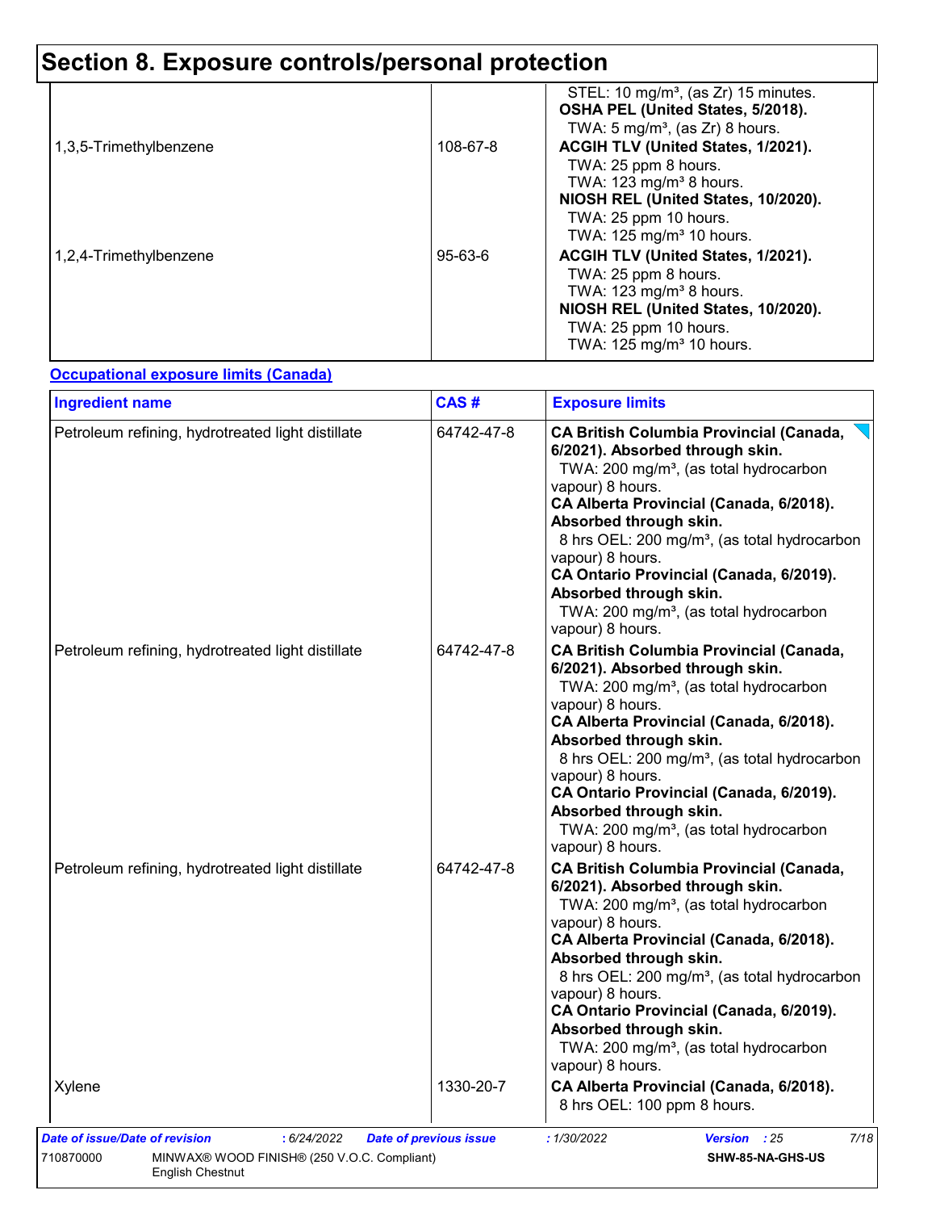# Section 8. Exposure controls/personal protection

| | | |
|---|---|---|
| | | STEL: 10 mg/m³, (as Zr) 15 minutes.<br>**OSHA PEL (United States, 5/2018).**<br>TWA: 5 mg/m³, (as Zr) 8 hours. |
| 1,3,5-Trimethylbenzene | 108-67-8 | **ACGIH TLV (United States, 1/2021).**<br>TWA: 25 ppm 8 hours.<br>TWA: 123 mg/m³ 8 hours.<br>**NIOSH REL (United States, 10/2020).**<br>TWA: 25 ppm 10 hours.<br>TWA: 125 mg/m³ 10 hours. |
| 1,2,4-Trimethylbenzene | 95-63-6 | **ACGIH TLV (United States, 1/2021).**<br>TWA: 25 ppm 8 hours.<br>TWA: 123 mg/m³ 8 hours.<br>**NIOSH REL (United States, 10/2020).**<br>TWA: 25 ppm 10 hours.<br>TWA: 125 mg/m³ 10 hours. |

**Occupational exposure limits (Canada)**

| Ingredient name | CAS # | Exposure limits |
|---|---|---|
| Petroleum refining, hydrotreated light distillate | 64742-47-8 | **CA British Columbia Provincial (Canada, 6/2021). Absorbed through skin.**<br>TWA: 200 mg/m³, (as total hydrocarbon vapour) 8 hours.<br>**CA Alberta Provincial (Canada, 6/2018). Absorbed through skin.**<br>8 hrs OEL: 200 mg/m³, (as total hydrocarbon vapour) 8 hours.<br>**CA Ontario Provincial (Canada, 6/2019). Absorbed through skin.**<br>TWA: 200 mg/m³, (as total hydrocarbon vapour) 8 hours. |
| Petroleum refining, hydrotreated light distillate | 64742-47-8 | **CA British Columbia Provincial (Canada, 6/2021). Absorbed through skin.**<br>TWA: 200 mg/m³, (as total hydrocarbon vapour) 8 hours.<br>**CA Alberta Provincial (Canada, 6/2018). Absorbed through skin.**<br>8 hrs OEL: 200 mg/m³, (as total hydrocarbon vapour) 8 hours.<br>**CA Ontario Provincial (Canada, 6/2019). Absorbed through skin.**<br>TWA: 200 mg/m³, (as total hydrocarbon vapour) 8 hours. |
| Petroleum refining, hydrotreated light distillate | 64742-47-8 | **CA British Columbia Provincial (Canada, 6/2021). Absorbed through skin.**<br>TWA: 200 mg/m³, (as total hydrocarbon vapour) 8 hours.<br>**CA Alberta Provincial (Canada, 6/2018). Absorbed through skin.**<br>8 hrs OEL: 200 mg/m³, (as total hydrocarbon vapour) 8 hours.<br>**CA Ontario Provincial (Canada, 6/2019). Absorbed through skin.**<br>TWA: 200 mg/m³, (as total hydrocarbon vapour) 8 hours. |
| Xylene | 1330-20-7 | **CA Alberta Provincial (Canada, 6/2018).**<br>8 hrs OEL: 100 ppm 8 hours. |

*Date of issue/Date of revision* : 6/24/2022 *Date of previous issue* : 1/30/2022 *Version* : 25

710870000 MINWAX® WOOD FINISH® (250 V.O.C. Compliant) English Chestnut SHW-85-NA-GHS-US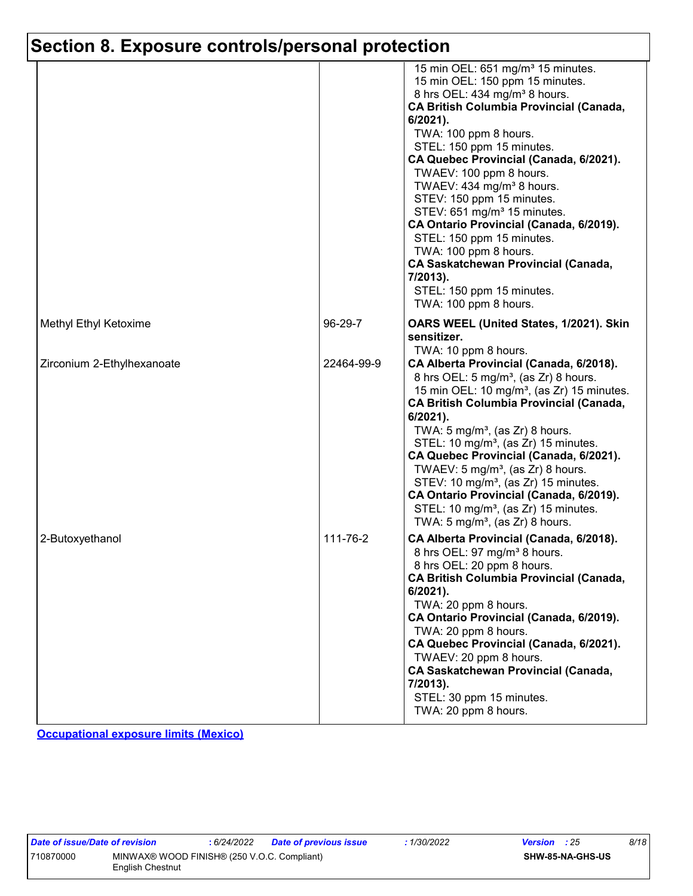# Section 8. Exposure controls/personal protection

| | | |
|---|---|---|
| | | 15 min OEL: 651 mg/m³ 15 minutes.<br>15 min OEL: 150 ppm 15 minutes.<br>8 hrs OEL: 434 mg/m³ 8 hours.<br>**CA British Columbia Provincial (Canada, 6/2021).**<br>TWA: 100 ppm 8 hours.<br>STEL: 150 ppm 15 minutes.<br>**CA Quebec Provincial (Canada, 6/2021).**<br>TWAEV: 100 ppm 8 hours.<br>TWAEV: 434 mg/m³ 8 hours.<br>STEV: 150 ppm 15 minutes.<br>STEV: 651 mg/m³ 15 minutes.<br>**CA Ontario Provincial (Canada, 6/2019).**<br>STEL: 150 ppm 15 minutes.<br>TWA: 100 ppm 8 hours.<br>**CA Saskatchewan Provincial (Canada, 7/2013).**<br>STEL: 150 ppm 15 minutes.<br>TWA: 100 ppm 8 hours. |
| Methyl Ethyl Ketoxime | 96-29-7 | **OARS WEEL (United States, 1/2021). Skin sensitizer.**<br>TWA: 10 ppm 8 hours. |
| Zirconium 2-Ethylhexanoate | 22464-99-9 | **CA Alberta Provincial (Canada, 6/2018).**<br>8 hrs OEL: 5 mg/m³, (as Zr) 8 hours.<br>15 min OEL: 10 mg/m³, (as Zr) 15 minutes.<br>**CA British Columbia Provincial (Canada, 6/2021).**<br>TWA: 5 mg/m³, (as Zr) 8 hours.<br>STEL: 10 mg/m³, (as Zr) 15 minutes.<br>**CA Quebec Provincial (Canada, 6/2021).**<br>TWAEV: 5 mg/m³, (as Zr) 8 hours.<br>STEV: 10 mg/m³, (as Zr) 15 minutes.<br>**CA Ontario Provincial (Canada, 6/2019).**<br>STEL: 10 mg/m³, (as Zr) 15 minutes.<br>TWA: 5 mg/m³, (as Zr) 8 hours. |
| 2-Butoxyethanol | 111-76-2 | **CA Alberta Provincial (Canada, 6/2018).**<br>8 hrs OEL: 97 mg/m³ 8 hours.<br>8 hrs OEL: 20 ppm 8 hours.<br>**CA British Columbia Provincial (Canada, 6/2021).**<br>TWA: 20 ppm 8 hours.<br>**CA Ontario Provincial (Canada, 6/2019).**<br>TWA: 20 ppm 8 hours.<br>**CA Quebec Provincial (Canada, 6/2021).**<br>TWAEV: 20 ppm 8 hours.<br>**CA Saskatchewan Provincial (Canada, 7/2013).**<br>STEL: 30 ppm 15 minutes.<br>TWA: 20 ppm 8 hours. |

**Occupational exposure limits (Mexico)**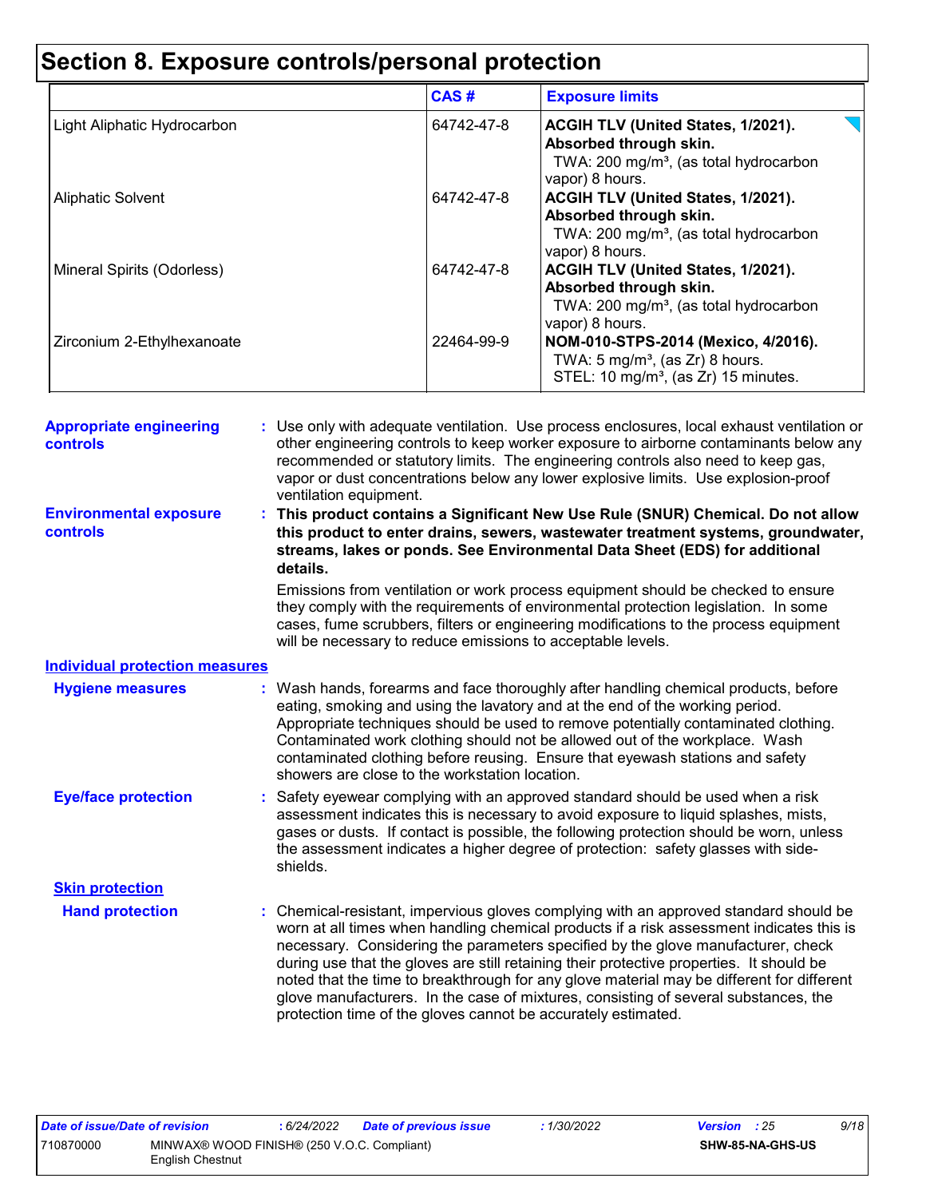# Section 8. Exposure controls/personal protection

| | CAS # | Exposure limits |
|---|---|---|
| Light Aliphatic Hydrocarbon | 64742-47-8 | **ACGIH TLV (United States, 1/2021). Absorbed through skin.** TWA: 200 mg/m³, (as total hydrocarbon vapor) 8 hours. |
| Aliphatic Solvent | 64742-47-8 | **ACGIH TLV (United States, 1/2021). Absorbed through skin.** TWA: 200 mg/m³, (as total hydrocarbon vapor) 8 hours. |
| Mineral Spirits (Odorless) | 64742-47-8 | **ACGIH TLV (United States, 1/2021). Absorbed through skin.** TWA: 200 mg/m³, (as total hydrocarbon vapor) 8 hours. |
| Zirconium 2-Ethylhexanoate | 22464-99-9 | **NOM-010-STPS-2014 (Mexico, 4/2016).** TWA: 5 mg/m³, (as Zr) 8 hours. STEL: 10 mg/m³, (as Zr) 15 minutes. |

**Appropriate engineering controls** : Use only with adequate ventilation. Use process enclosures, local exhaust ventilation or other engineering controls to keep worker exposure to airborne contaminants below any recommended or statutory limits. The engineering controls also need to keep gas, vapor or dust concentrations below any lower explosive limits. Use explosion-proof ventilation equipment.

**Environmental exposure controls** : **This product contains a Significant New Use Rule (SNUR) Chemical. Do not allow this product to enter drains, sewers, wastewater treatment systems, groundwater, streams, lakes or ponds. See Environmental Data Sheet (EDS) for additional details.**

Emissions from ventilation or work process equipment should be checked to ensure they comply with the requirements of environmental protection legislation. In some cases, fume scrubbers, filters or engineering modifications to the process equipment will be necessary to reduce emissions to acceptable levels.

## Individual protection measures

**Hygiene measures** : Wash hands, forearms and face thoroughly after handling chemical products, before eating, smoking and using the lavatory and at the end of the working period. Appropriate techniques should be used to remove potentially contaminated clothing. Contaminated work clothing should not be allowed out of the workplace. Wash contaminated clothing before reusing. Ensure that eyewash stations and safety showers are close to the workstation location.

**Eye/face protection** : Safety eyewear complying with an approved standard should be used when a risk assessment indicates this is necessary to avoid exposure to liquid splashes, mists, gases or dusts. If contact is possible, the following protection should be worn, unless the assessment indicates a higher degree of protection: safety glasses with side-shields.

### Skin protection

**Hand protection** : Chemical-resistant, impervious gloves complying with an approved standard should be worn at all times when handling chemical products if a risk assessment indicates this is necessary. Considering the parameters specified by the glove manufacturer, check during use that the gloves are still retaining their protective properties. It should be noted that the time to breakthrough for any glove material may be different for different glove manufacturers. In the case of mixtures, consisting of several substances, the protection time of the gloves cannot be accurately estimated.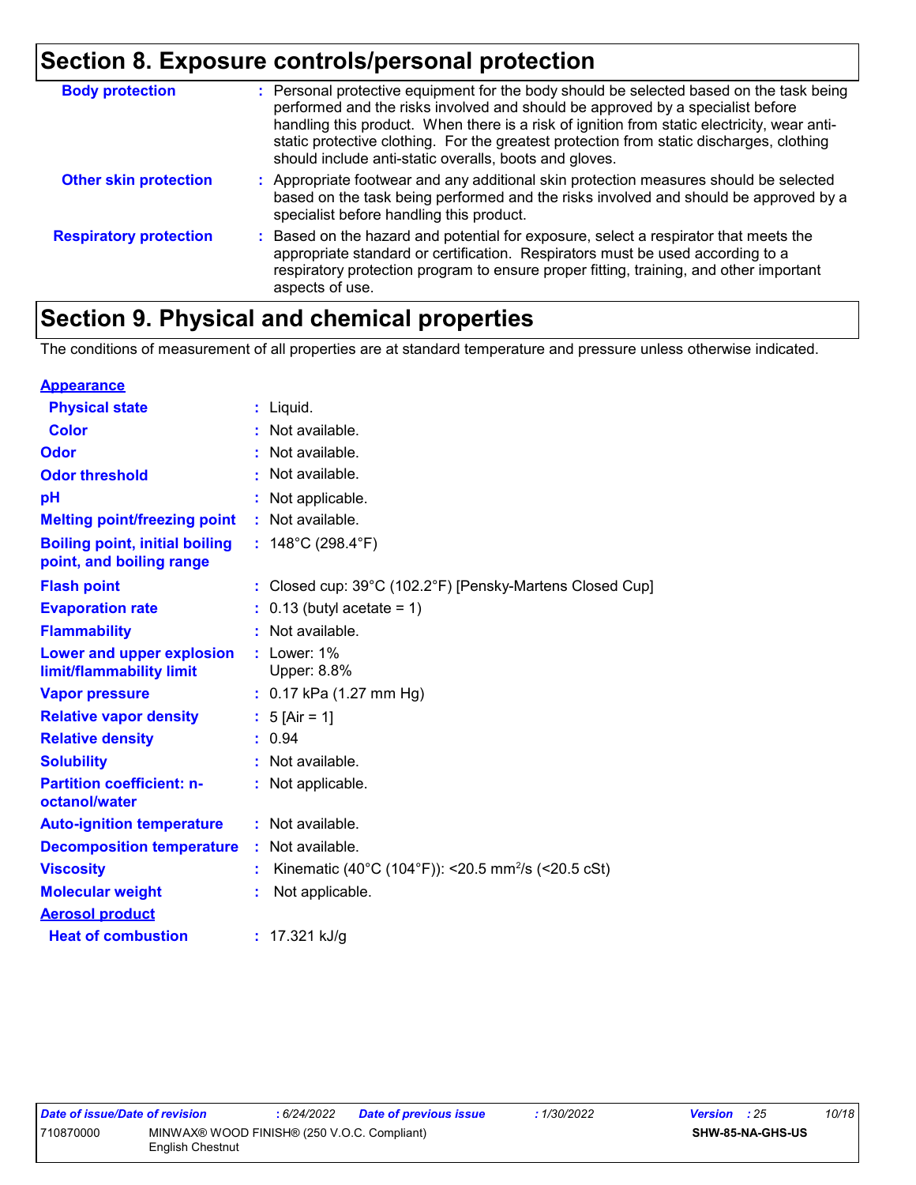## Section 8. Exposure controls/personal protection

| | |
|---|---|
| **Body protection** | : Personal protective equipment for the body should be selected based on the task being performed and the risks involved and should be approved by a specialist before handling this product. When there is a risk of ignition from static electricity, wear anti-static protective clothing. For the greatest protection from static discharges, clothing should include anti-static overalls, boots and gloves. |
| **Other skin protection** | : Appropriate footwear and any additional skin protection measures should be selected based on the task being performed and the risks involved and should be approved by a specialist before handling this product. |
| **Respiratory protection** | : Based on the hazard and potential for exposure, select a respirator that meets the appropriate standard or certification. Respirators must be used according to a respiratory protection program to ensure proper fitting, training, and other important aspects of use. |

## Section 9. Physical and chemical properties

The conditions of measurement of all properties are at standard temperature and pressure unless otherwise indicated.

**Appearance**

| | |
|---|---|
| **Physical state** | : Liquid. |
| **Color** | : Not available. |
| **Odor** | : Not available. |
| **Odor threshold** | : Not available. |
| **pH** | : Not applicable. |
| **Melting point/freezing point** | : Not available. |
| **Boiling point, initial boiling point, and boiling range** | : 148°C (298.4°F) |
| **Flash point** | : Closed cup: 39°C (102.2°F) [Pensky-Martens Closed Cup] |
| **Evaporation rate** | : 0.13 (butyl acetate = 1) |
| **Flammability** | : Not available. |
| **Lower and upper explosion limit/flammability limit** | : Lower: 1%<br>Upper: 8.8% |
| **Vapor pressure** | : 0.17 kPa (1.27 mm Hg) |
| **Relative vapor density** | : 5 [Air = 1] |
| **Relative density** | : 0.94 |
| **Solubility** | : Not available. |
| **Partition coefficient: n-octanol/water** | : Not applicable. |
| **Auto-ignition temperature** | : Not available. |
| **Decomposition temperature** | : Not available. |
| **Viscosity** | : Kinematic (40°C (104°F)): <20.5 $mm^2/s$ (<20.5 cSt) |
| **Molecular weight** | : Not applicable. |

**Aerosol product**

| | |
|---|---|
| **Heat of combustion** | : 17.321 kJ/g |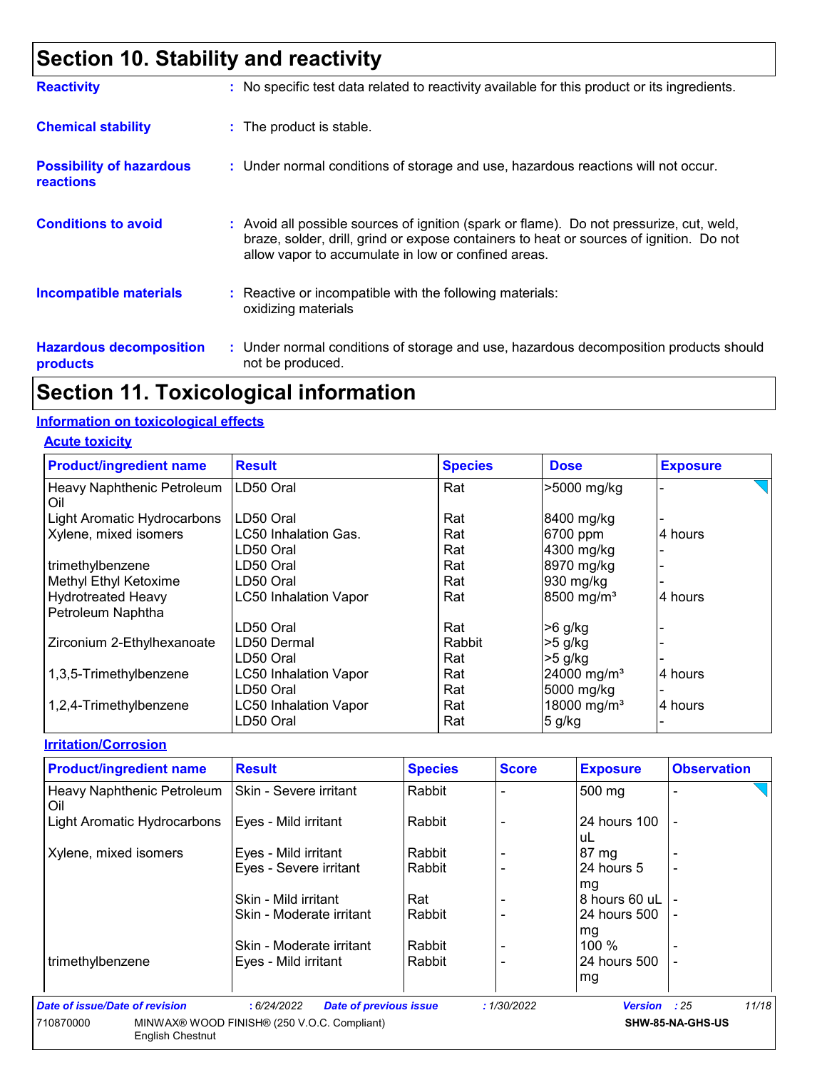# Section 10. Stability and reactivity

**Reactivity** : No specific test data related to reactivity available for this product or its ingredients.

**Chemical stability** : The product is stable.

**Possibility of hazardous reactions** : Under normal conditions of storage and use, hazardous reactions will not occur.

**Conditions to avoid** : Avoid all possible sources of ignition (spark or flame). Do not pressurize, cut, weld, braze, solder, drill, grind or expose containers to heat or sources of ignition. Do not allow vapor to accumulate in low or confined areas.

**Incompatible materials** : Reactive or incompatible with the following materials: oxidizing materials

**Hazardous decomposition products** : Under normal conditions of storage and use, hazardous decomposition products should not be produced.

# Section 11. Toxicological information

## Information on toxicological effects

### Acute toxicity

| Product/ingredient name | Result | Species | Dose | Exposure |
|---|---|---|---|---|
| Heavy Naphthenic Petroleum Oil | LD50 Oral | Rat | >5000 mg/kg | - |
| Light Aromatic Hydrocarbons | LD50 Oral | Rat | 8400 mg/kg | - |
| Xylene, mixed isomers | LC50 Inhalation Gas. | Rat | 6700 ppm | 4 hours |
| | LD50 Oral | Rat | 4300 mg/kg | - |
| trimethylbenzene | LD50 Oral | Rat | 8970 mg/kg | - |
| Methyl Ethyl Ketoxime | LD50 Oral | Rat | 930 mg/kg | - |
| Hydrotreated Heavy Petroleum Naphtha | LC50 Inhalation Vapor | Rat | 8500 mg/m³ | 4 hours |
| | LD50 Oral | Rat | >6 g/kg | - |
| Zirconium 2-Ethylhexanoate | LD50 Dermal | Rabbit | >5 g/kg | - |
| | LD50 Oral | Rat | >5 g/kg | - |
| 1,3,5-Trimethylbenzene | LC50 Inhalation Vapor | Rat | 24000 mg/m³ | 4 hours |
| | LD50 Oral | Rat | 5000 mg/kg | - |
| 1,2,4-Trimethylbenzene | LC50 Inhalation Vapor | Rat | 18000 mg/m³ | 4 hours |
| | LD50 Oral | Rat | 5 g/kg | - |

### Irritation/Corrosion

| Product/ingredient name | Result | Species | Score | Exposure | Observation |
|---|---|---|---|---|---|
| Heavy Naphthenic Petroleum Oil | Skin - Severe irritant | Rabbit | - | 500 mg | - |
| Light Aromatic Hydrocarbons | Eyes - Mild irritant | Rabbit | - | 24 hours 100 uL | - |
| Xylene, mixed isomers | Eyes - Mild irritant | Rabbit | - | 87 mg | - |
| | Eyes - Severe irritant | Rabbit | - | 24 hours 5 mg | - |
| | Skin - Mild irritant | Rat | - | 8 hours 60 uL | - |
| | Skin - Moderate irritant | Rabbit | - | 24 hours 500 mg | - |
| | Skin - Moderate irritant | Rabbit | - | 100 % | - |
| trimethylbenzene | Eyes - Mild irritant | Rabbit | - | 24 hours 500 mg | - |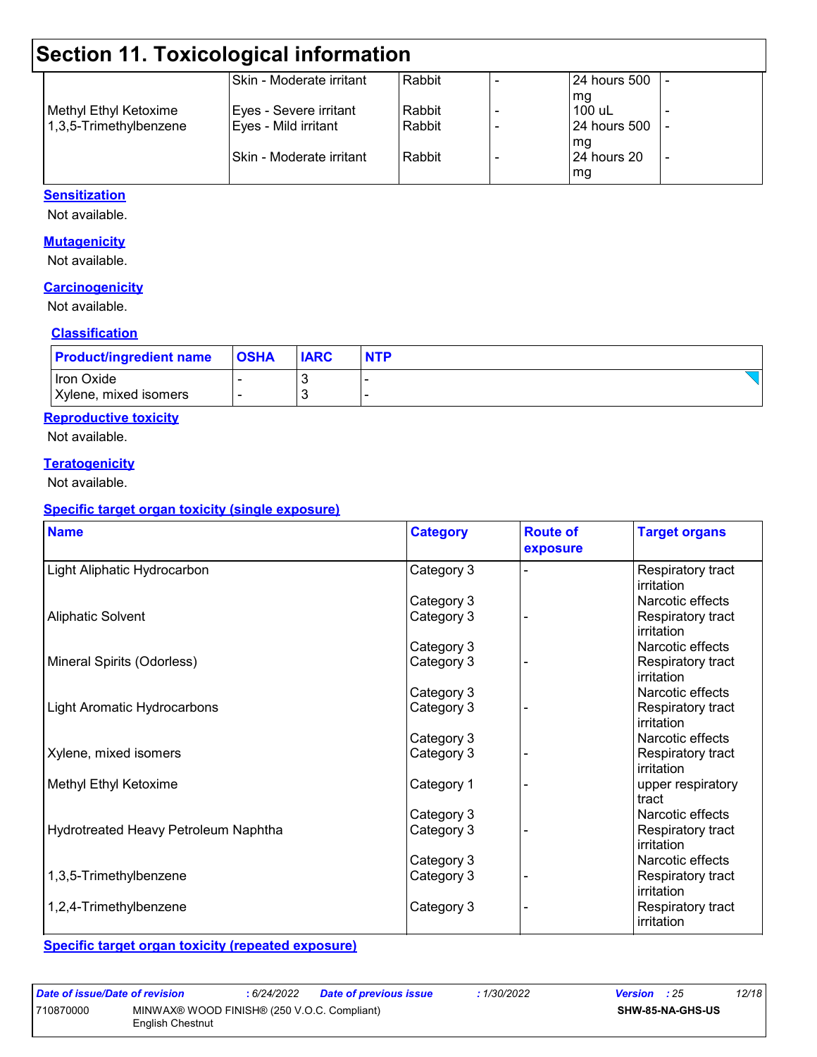# Section 11. Toxicological information

| | | | | | |
|---|---|---|---|---|---|
| | Skin - Moderate irritant | Rabbit | - | 24 hours 500 mg | - |
| Methyl Ethyl Ketoxime | Eyes - Severe irritant | Rabbit | - | 100 uL | - |
| 1,3,5-Trimethylbenzene | Eyes - Mild irritant | Rabbit | - | 24 hours 500 mg | - |
| | Skin - Moderate irritant | Rabbit | - | 24 hours 20 mg | - |

**Sensitization**

Not available.

**Mutagenicity**

Not available.

**Carcinogenicity**

Not available.

**Classification**

| Product/ingredient name | OSHA | IARC | NTP |
|---|---|---|---|
| Iron Oxide | - | 3 | - |
| Xylene, mixed isomers | - | 3 | - |

**Reproductive toxicity**

Not available.

**Teratogenicity**

Not available.

**Specific target organ toxicity (single exposure)**

| Name | Category | Route of exposure | Target organs |
|---|---|---|---|
| Light Aliphatic Hydrocarbon | Category 3 | - | Respiratory tract irritation |
| | Category 3 | | Narcotic effects |
| Aliphatic Solvent | Category 3 | - | Respiratory tract irritation |
| | Category 3 | | Narcotic effects |
| Mineral Spirits (Odorless) | Category 3 | - | Respiratory tract irritation |
| | Category 3 | | Narcotic effects |
| Light Aromatic Hydrocarbons | Category 3 | - | Respiratory tract irritation |
| | Category 3 | | Narcotic effects |
| Xylene, mixed isomers | Category 3 | - | Respiratory tract irritation |
| Methyl Ethyl Ketoxime | Category 1 | - | upper respiratory tract |
| | Category 3 | | Narcotic effects |
| Hydrotreated Heavy Petroleum Naphtha | Category 3 | - | Respiratory tract irritation |
| | Category 3 | | Narcotic effects |
| 1,3,5-Trimethylbenzene | Category 3 | - | Respiratory tract irritation |
| 1,2,4-Trimethylbenzene | Category 3 | - | Respiratory tract irritation |

**Specific target organ toxicity (repeated exposure)**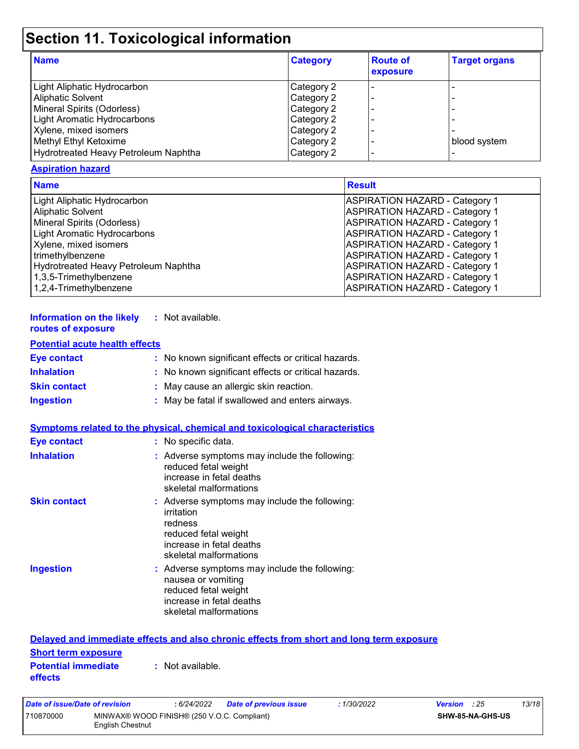# Section 11. Toxicological information

| Name | Category | Route of exposure | Target organs |
|---|---|---|---|
| Light Aliphatic Hydrocarbon | Category 2 | - | - |
| Aliphatic Solvent | Category 2 | - | - |
| Mineral Spirits (Odorless) | Category 2 | - | - |
| Light Aromatic Hydrocarbons | Category 2 | - | - |
| Xylene, mixed isomers | Category 2 | - | - |
| Methyl Ethyl Ketoxime | Category 2 | - | blood system |
| Hydrotreated Heavy Petroleum Naphtha | Category 2 | - | - |

**Aspiration hazard**

| Name | Result |
|---|---|
| Light Aliphatic Hydrocarbon | ASPIRATION HAZARD - Category 1 |
| Aliphatic Solvent | ASPIRATION HAZARD - Category 1 |
| Mineral Spirits (Odorless) | ASPIRATION HAZARD - Category 1 |
| Light Aromatic Hydrocarbons | ASPIRATION HAZARD - Category 1 |
| Xylene, mixed isomers | ASPIRATION HAZARD - Category 1 |
| trimethylbenzene | ASPIRATION HAZARD - Category 1 |
| Hydrotreated Heavy Petroleum Naphtha | ASPIRATION HAZARD - Category 1 |
| 1,3,5-Trimethylbenzene | ASPIRATION HAZARD - Category 1 |
| 1,2,4-Trimethylbenzene | ASPIRATION HAZARD - Category 1 |

**Information on the likely routes of exposure** : Not available.

**Potential acute health effects**

**Eye contact** : No known significant effects or critical hazards.

**Inhalation** : No known significant effects or critical hazards.

**Skin contact** : May cause an allergic skin reaction.

**Ingestion** : May be fatal if swallowed and enters airways.

**Symptoms related to the physical, chemical and toxicological characteristics**

**Eye contact** : No specific data.

**Inhalation** : Adverse symptoms may include the following:
reduced fetal weight
increase in fetal deaths
skeletal malformations

**Skin contact** : Adverse symptoms may include the following:
irritation
redness
reduced fetal weight
increase in fetal deaths
skeletal malformations

**Ingestion** : Adverse symptoms may include the following:
nausea or vomiting
reduced fetal weight
increase in fetal deaths
skeletal malformations

**Delayed and immediate effects and also chronic effects from short and long term exposure**

**Short term exposure**

**Potential immediate effects** : Not available.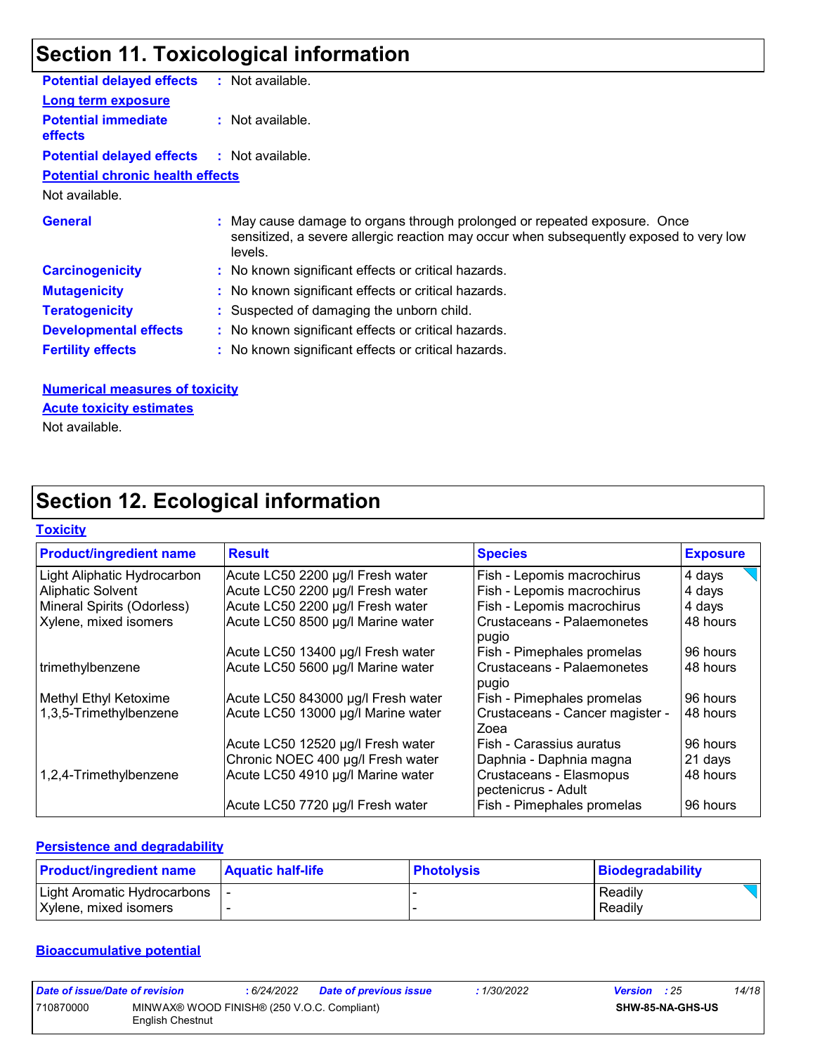## Section 11. Toxicological information

**Potential delayed effects** : Not available.

**Long term exposure**

**Potential immediate effects** : Not available.

**Potential delayed effects** : Not available.

**Potential chronic health effects**

Not available.

**General** : May cause damage to organs through prolonged or repeated exposure. Once sensitized, a severe allergic reaction may occur when subsequently exposed to very low levels.

**Carcinogenicity** : No known significant effects or critical hazards.

**Mutagenicity** : No known significant effects or critical hazards.

**Teratogenicity** : Suspected of damaging the unborn child.

**Developmental effects** : No known significant effects or critical hazards.

**Fertility effects** : No known significant effects or critical hazards.

**Numerical measures of toxicity**

**Acute toxicity estimates**

Not available.

## Section 12. Ecological information

**Toxicity**

| Product/ingredient name | Result | Species | Exposure |
|---|---|---|---|
| Light Aliphatic Hydrocarbon | Acute LC50 2200 µg/l Fresh water | Fish - Lepomis macrochirus | 4 days |
| Aliphatic Solvent | Acute LC50 2200 µg/l Fresh water | Fish - Lepomis macrochirus | 4 days |
| Mineral Spirits (Odorless) | Acute LC50 2200 µg/l Fresh water | Fish - Lepomis macrochirus | 4 days |
| Xylene, mixed isomers | Acute LC50 8500 µg/l Marine water | Crustaceans - Palaemonetes pugio | 48 hours |
| | Acute LC50 13400 µg/l Fresh water | Fish - Pimephales promelas | 96 hours |
| trimethylbenzene | Acute LC50 5600 µg/l Marine water | Crustaceans - Palaemonetes pugio | 48 hours |
| Methyl Ethyl Ketoxime | Acute LC50 843000 µg/l Fresh water | Fish - Pimephales promelas | 96 hours |
| 1,3,5-Trimethylbenzene | Acute LC50 13000 µg/l Marine water | Crustaceans - Cancer magister - Zoea | 48 hours |
| | Acute LC50 12520 µg/l Fresh water | Fish - Carassius auratus | 96 hours |
| | Chronic NOEC 400 µg/l Fresh water | Daphnia - Daphnia magna | 21 days |
| 1,2,4-Trimethylbenzene | Acute LC50 4910 µg/l Marine water | Crustaceans - Elasmopus pectenicrus - Adult | 48 hours |
| | Acute LC50 7720 µg/l Fresh water | Fish - Pimephales promelas | 96 hours |

**Persistence and degradability**

| Product/ingredient name | Aquatic half-life | Photolysis | Biodegradability |
|---|---|---|---|
| Light Aromatic Hydrocarbons | - | - | Readily |
| Xylene, mixed isomers | - | - | Readily |

**Bioaccumulative potential**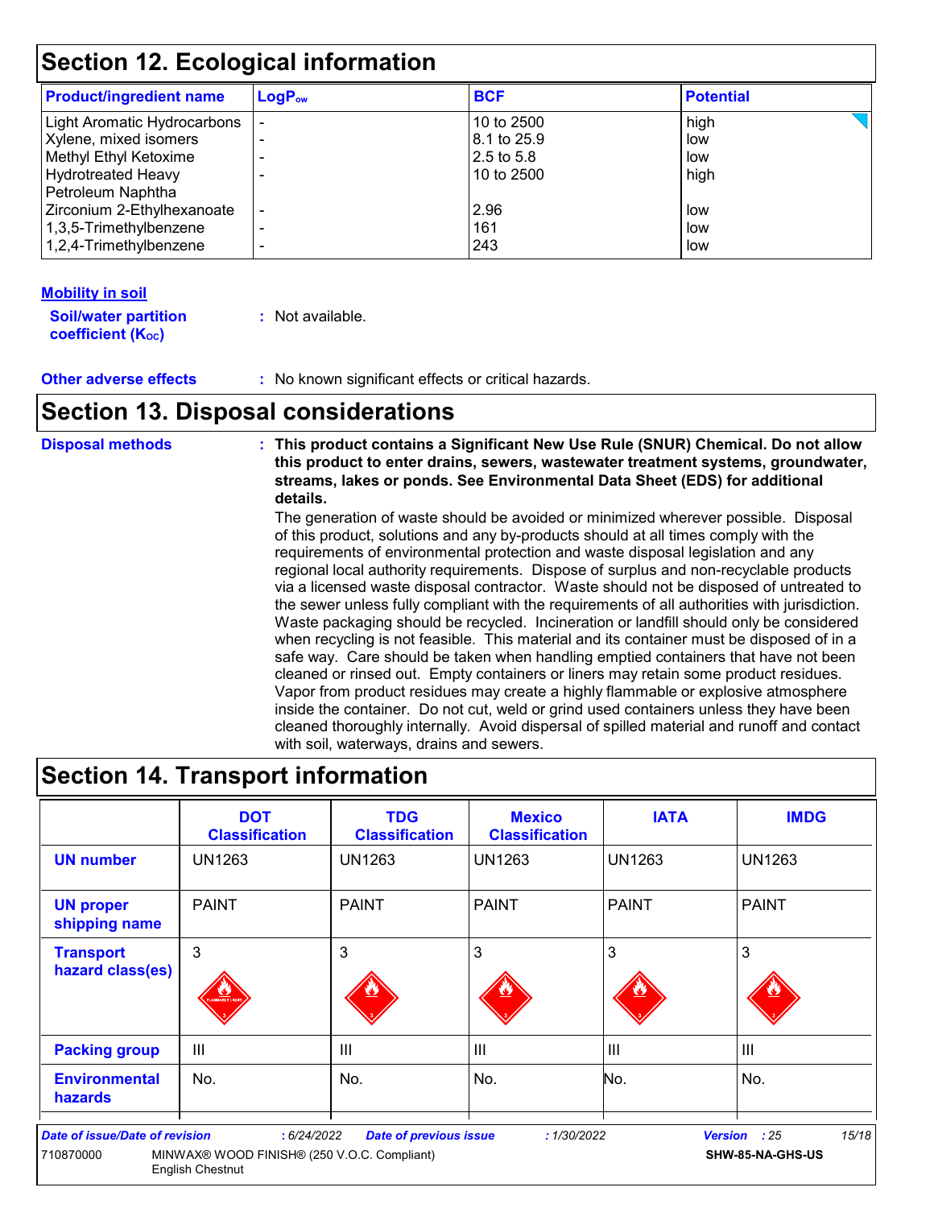## Section 12. Ecological information

| Product/ingredient name | $LogP_{ow}$ | BCF | Potential |
|---|---|---|---|
| Light Aromatic Hydrocarbons | - | 10 to 2500 | high |
| Xylene, mixed isomers | - | 8.1 to 25.9 | low |
| Methyl Ethyl Ketoxime | - | 2.5 to 5.8 | low |
| Hydrotreated Heavy Petroleum Naphtha | - | 10 to 2500 | high |
| Zirconium 2-Ethylhexanoate | - | 2.96 | low |
| 1,3,5-Trimethylbenzene | - | 161 | low |
| 1,2,4-Trimethylbenzene | - | 243 | low |

**Mobility in soil**

**Soil/water partition coefficient ($K_{OC}$)** : Not available.

**Other adverse effects** : No known significant effects or critical hazards.

## Section 13. Disposal considerations

**Disposal methods** : **This product contains a Significant New Use Rule (SNUR) Chemical. Do not allow this product to enter drains, sewers, wastewater treatment systems, groundwater, streams, lakes or ponds. See Environmental Data Sheet (EDS) for additional details.**

The generation of waste should be avoided or minimized wherever possible. Disposal of this product, solutions and any by-products should at all times comply with the requirements of environmental protection and waste disposal legislation and any regional local authority requirements. Dispose of surplus and non-recyclable products via a licensed waste disposal contractor. Waste should not be disposed of untreated to the sewer unless fully compliant with the requirements of all authorities with jurisdiction. Waste packaging should be recycled. Incineration or landfill should only be considered when recycling is not feasible. This material and its container must be disposed of in a safe way. Care should be taken when handling emptied containers that have not been cleaned or rinsed out. Empty containers or liners may retain some product residues. Vapor from product residues may create a highly flammable or explosive atmosphere inside the container. Do not cut, weld or grind used containers unless they have been cleaned thoroughly internally. Avoid dispersal of spilled material and runoff and contact with soil, waterways, drains and sewers.

## Section 14. Transport information

| | DOT Classification | TDG Classification | Mexico Classification | IATA | IMDG |
|---|---|---|---|---|---|
| UN number | UN1263 | UN1263 | UN1263 | UN1263 | UN1263 |
| UN proper shipping name | PAINT | PAINT | PAINT | PAINT | PAINT |
| Transport hazard class(es) | 3 | 3 | 3 | 3 | 3 |
| Packing group | III | III | III | III | III |
| Environmental hazards | No. | No. | No. | No. | No. |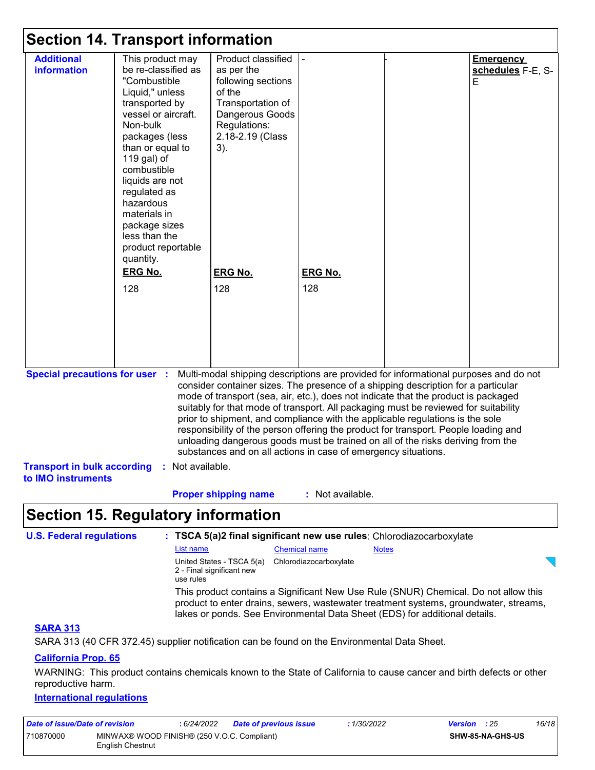## Section 14. Transport information

| Additional information | This product may be re-classified as "Combustible Liquid," unless transported by vessel or aircraft. Non-bulk packages (less than or equal to 119 gal) of combustible liquids are not regulated as hazardous materials in package sizes less than the product reportable quantity. | Product classified as per the following sections of the Transportation of Dangerous Goods Regulations: 2.18-2.19 (Class 3). | - | - | **Emergency schedules** F-E, S-E |
|---|---|---|---|---|---|
| | **ERG No.** 128 | **ERG No.** 128 | **ERG No.** 128 | | |

**Special precautions for user** : Multi-modal shipping descriptions are provided for informational purposes and do not consider container sizes. The presence of a shipping description for a particular mode of transport (sea, air, etc.), does not indicate that the product is packaged suitably for that mode of transport. All packaging must be reviewed for suitability prior to shipment, and compliance with the applicable regulations is the sole responsibility of the person offering the product for transport. People loading and unloading dangerous goods must be trained on all of the risks deriving from the substances and on all actions in case of emergency situations.

**Transport in bulk according to IMO instruments** : Not available.

**Proper shipping name** : Not available.

## Section 15. Regulatory information

**U.S. Federal regulations** : **TSCA 5(a)2 final significant new use rules**: Chlorodiazocarboxylate

| List name | Chemical name | Notes |
|---|---|---|
| United States - TSCA 5(a) 2 - Final significant new use rules | Chlorodiazocarboxylate | |

This product contains a Significant New Use Rule (SNUR) Chemical. Do not allow this product to enter drains, sewers, wastewater treatment systems, groundwater, streams, lakes or ponds. See Environmental Data Sheet (EDS) for additional details.

**SARA 313**

SARA 313 (40 CFR 372.45) supplier notification can be found on the Environmental Data Sheet.

**California Prop. 65**

WARNING: This product contains chemicals known to the State of California to cause cancer and birth defects or other reproductive harm.

**International regulations**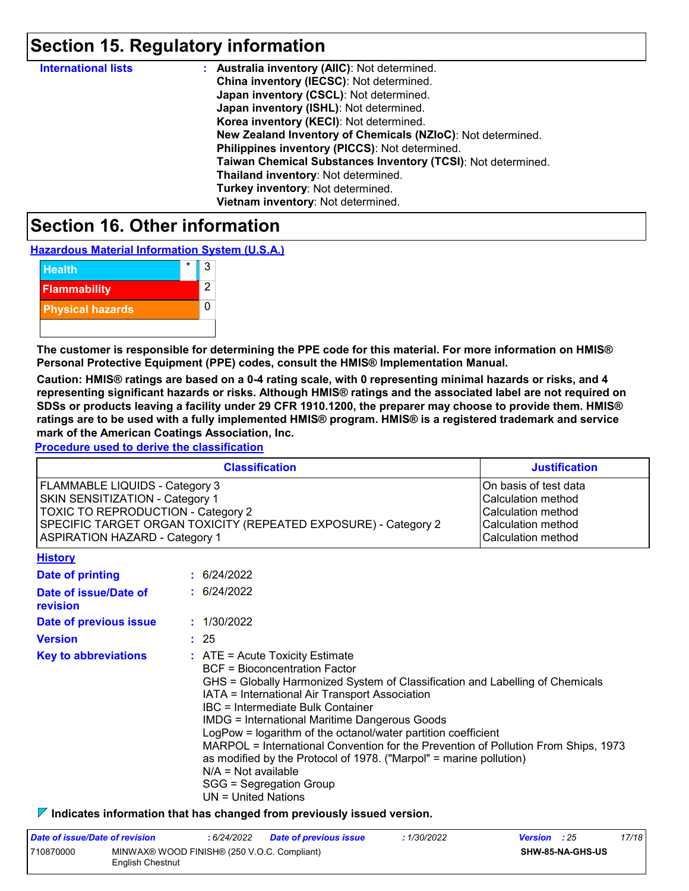## Section 15. Regulatory information

**International lists** : **Australia inventory (AIIC)**: Not determined.
**China inventory (IECSC)**: Not determined.
**Japan inventory (CSCL)**: Not determined.
**Japan inventory (ISHL)**: Not determined.
**Korea inventory (KECI)**: Not determined.
**New Zealand Inventory of Chemicals (NZIoC)**: Not determined.
**Philippines inventory (PICCS)**: Not determined.
**Taiwan Chemical Substances Inventory (TCSI)**: Not determined.
**Thailand inventory**: Not determined.
**Turkey inventory**: Not determined.
**Vietnam inventory**: Not determined.

## Section 16. Other information

**Hazardous Material Information System (U.S.A.)**

| | | |
|---|---|---|
| Health | * | 3 |
| Flammability | | 2 |
| Physical hazards | | 0 |

**The customer is responsible for determining the PPE code for this material. For more information on HMIS® Personal Protective Equipment (PPE) codes, consult the HMIS® Implementation Manual.**

**Caution: HMIS® ratings are based on a 0-4 rating scale, with 0 representing minimal hazards or risks, and 4 representing significant hazards or risks. Although HMIS® ratings and the associated label are not required on SDSs or products leaving a facility under 29 CFR 1910.1200, the preparer may choose to provide them. HMIS® ratings are to be used with a fully implemented HMIS® program. HMIS® is a registered trademark and service mark of the American Coatings Association, Inc.**

**Procedure used to derive the classification**

| Classification | Justification |
|---|---|
| FLAMMABLE LIQUIDS - Category 3 | On basis of test data |
| SKIN SENSITIZATION - Category 1 | Calculation method |
| TOXIC TO REPRODUCTION - Category 2 | Calculation method |
| SPECIFIC TARGET ORGAN TOXICITY (REPEATED EXPOSURE) - Category 2 | Calculation method |
| ASPIRATION HAZARD - Category 1 | Calculation method |

**History**

**Date of printing** : 6/24/2022

**Date of issue/Date of revision** : 6/24/2022

**Date of previous issue** : 1/30/2022

**Version** : 25

**Key to abbreviations** : ATE = Acute Toxicity Estimate
BCF = Bioconcentration Factor
GHS = Globally Harmonized System of Classification and Labelling of Chemicals
IATA = International Air Transport Association
IBC = Intermediate Bulk Container
IMDG = International Maritime Dangerous Goods
LogPow = logarithm of the octanol/water partition coefficient
MARPOL = International Convention for the Prevention of Pollution From Ships, 1973 as modified by the Protocol of 1978. ("Marpol" = marine pollution)
N/A = Not available
SGG = Segregation Group
UN = United Nations

**Indicates information that has changed from previously issued version.**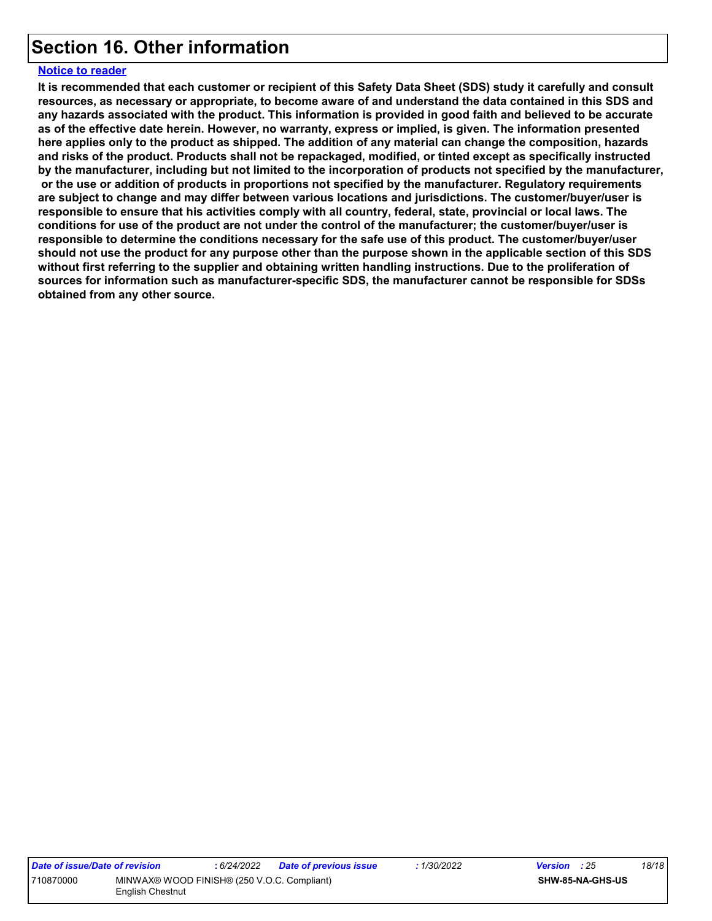# Section 16. Other information

**Notice to reader**

**It is recommended that each customer or recipient of this Safety Data Sheet (SDS) study it carefully and consult resources, as necessary or appropriate, to become aware of and understand the data contained in this SDS and any hazards associated with the product. This information is provided in good faith and believed to be accurate as of the effective date herein. However, no warranty, express or implied, is given. The information presented here applies only to the product as shipped. The addition of any material can change the composition, hazards and risks of the product. Products shall not be repackaged, modified, or tinted except as specifically instructed by the manufacturer, including but not limited to the incorporation of products not specified by the manufacturer, or the use or addition of products in proportions not specified by the manufacturer. Regulatory requirements are subject to change and may differ between various locations and jurisdictions. The customer/buyer/user is responsible to ensure that his activities comply with all country, federal, state, provincial or local laws. The conditions for use of the product are not under the control of the manufacturer; the customer/buyer/user is responsible to determine the conditions necessary for the safe use of this product. The customer/buyer/user should not use the product for any purpose other than the purpose shown in the applicable section of this SDS without first referring to the supplier and obtaining written handling instructions. Due to the proliferation of sources for information such as manufacturer-specific SDS, the manufacturer cannot be responsible for SDSs obtained from any other source.**